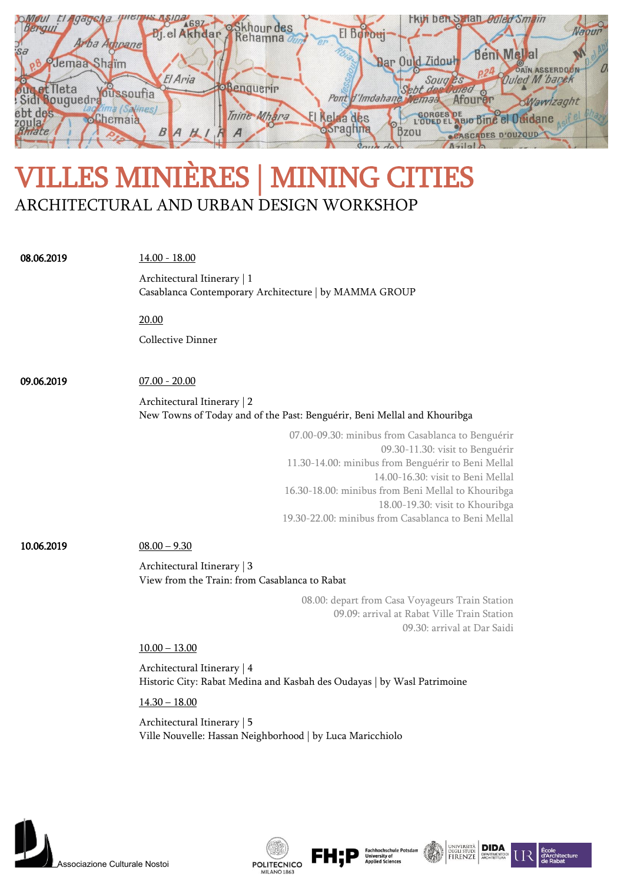# VILLES MINIÈRES | MINING CITIES

## ARCHITECTURAL AND URBAN DESIGN WORKSHOP

**08.06.2019**

14.00 - 18.00

Architectural Itinerary | 1
Casablanca Contemporary Architecture | by MAMMA GROUP

20.00

Collective Dinner

**09.06.2019**

07.00 - 20.00

Architectural Itinerary | 2
New Towns of Today and of the Past: Benguérir, Beni Mellal and Khouribga

07.00-09.30: minibus from Casablanca to Benguérir
09.30-11.30: visit to Benguérir
11.30-14.00: minibus from Benguérir to Beni Mellal
14.00-16.30: visit to Beni Mellal
16.30-18.00: minibus from Beni Mellal to Khouribga
18.00-19.30: visit to Khouribga
19.30-22.00: minibus from Casablanca to Beni Mellal

**10.06.2019**

08.00 – 9.30

Architectural Itinerary | 3
View from the Train: from Casablanca to Rabat

08.00: depart from Casa Voyageurs Train Station
09.09: arrival at Rabat Ville Train Station
09.30: arrival at Dar Saidi

10.00 – 13.00

Architectural Itinerary | 4
Historic City: Rabat Medina and Kasbah des Oudayas | by Wasl Patrimoine

14.30 – 18.00

Architectural Itinerary | 5
Ville Nouvelle: Hassan Neighborhood | by Luca Maricchiolo

Associazione Culturale Nostoi | Politecnico Milano 1863 | FH;P Fachhochschule Potsdam University of Applied Sciences | Università degli Studi Firenze | DIDA Dipartimento di Architettura | École d'Architecture de Rabat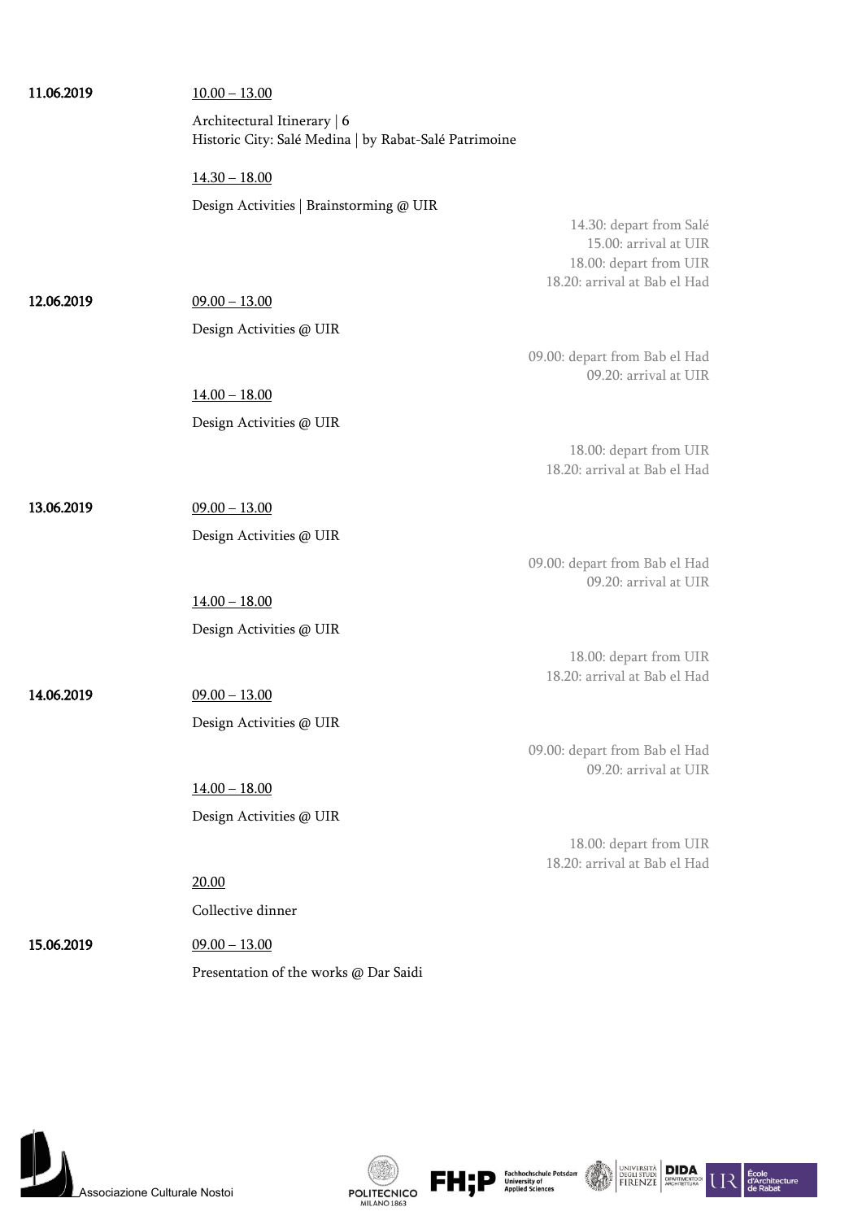**11.06.2019**

<u>10.00 – 13.00</u>

Architectural Itinerary | 6
Historic City: Salé Medina | by Rabat-Salé Patrimoine

<u>14.30 – 18.00</u>

Design Activities | Brainstorming @ UIR

14.30: depart from Salé
15.00: arrival at UIR
18.00: depart from UIR
18.20: arrival at Bab el Had

**12.06.2019**

<u>09.00 – 13.00</u>

Design Activities @ UIR

09.00: depart from Bab el Had
09.20: arrival at UIR

<u>14.00 – 18.00</u>

Design Activities @ UIR

18.00: depart from UIR
18.20: arrival at Bab el Had

**13.06.2019**

<u>09.00 – 13.00</u>

Design Activities @ UIR

09.00: depart from Bab el Had
09.20: arrival at UIR

<u>14.00 – 18.00</u>

Design Activities @ UIR

18.00: depart from UIR
18.20: arrival at Bab el Had

**14.06.2019**

<u>09.00 – 13.00</u>

Design Activities @ UIR

09.00: depart from Bab el Had
09.20: arrival at UIR

<u>14.00 – 18.00</u>

Design Activities @ UIR

18.00: depart from UIR
18.20: arrival at Bab el Had

<u>20.00</u>

Collective dinner

**15.06.2019**

<u>09.00 – 13.00</u>

Presentation of the works @ Dar Saidi

Associazione Culturale Nostoi

POLITECNICO MILANO 1863

FH;P Fachhochschule Potsdam University of Applied Sciences

UNIVERSITÀ DEGLI STUDI FIRENZE | DIDA DIPARTIMENTO DI ARCHITETTURA

UIR École d'Architecture de Rabat